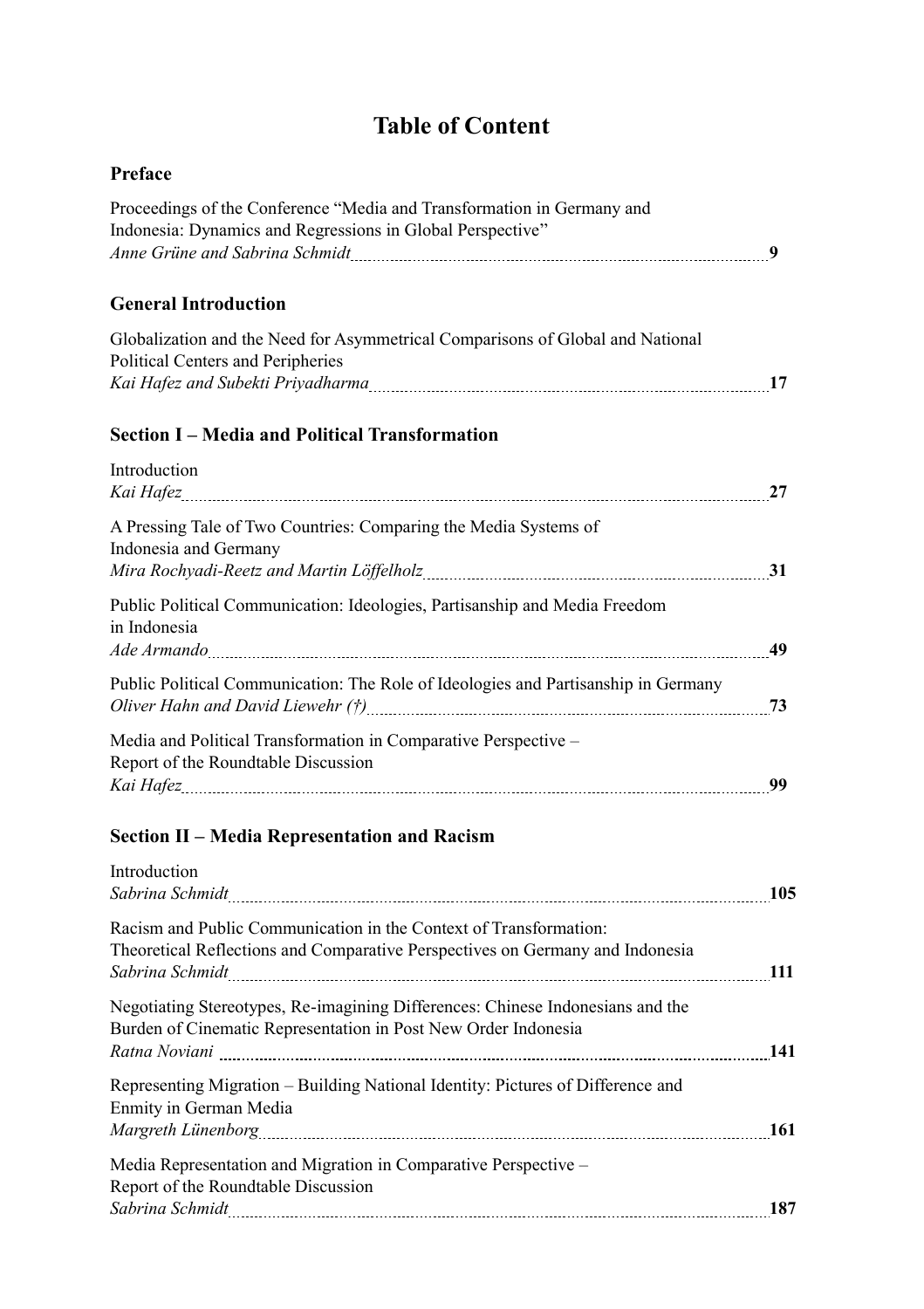# Table of Content

## Preface

Proceedings of the Conference "Media and Transformation in Germany and Indonesia: Dynamics and Regressions in Global Perspective"
*Anne Grüne and Sabrina Schmidt* **9**

## General Introduction

Globalization and the Need for Asymmetrical Comparisons of Global and National Political Centers and Peripheries
*Kai Hafez and Subekti Priyadharma* **17**

## Section I – Media and Political Transformation

Introduction
*Kai Hafez* **27**

A Pressing Tale of Two Countries: Comparing the Media Systems of Indonesia and Germany
*Mira Rochyadi-Reetz and Martin Löffelholz* **31**

Public Political Communication: Ideologies, Partisanship and Media Freedom in Indonesia
*Ade Armando* **49**

Public Political Communication: The Role of Ideologies and Partisanship in Germany
*Oliver Hahn and David Liewehr (†)* **73**

Media and Political Transformation in Comparative Perspective – Report of the Roundtable Discussion
*Kai Hafez* **99**

## Section II – Media Representation and Racism

Introduction
*Sabrina Schmidt* **105**

Racism and Public Communication in the Context of Transformation: Theoretical Reflections and Comparative Perspectives on Germany and Indonesia
*Sabrina Schmidt* **111**

Negotiating Stereotypes, Re-imagining Differences: Chinese Indonesians and the Burden of Cinematic Representation in Post New Order Indonesia
*Ratna Noviani* **141**

Representing Migration – Building National Identity: Pictures of Difference and Enmity in German Media
*Margreth Lünenborg* **161**

Media Representation and Migration in Comparative Perspective – Report of the Roundtable Discussion
*Sabrina Schmidt* **187**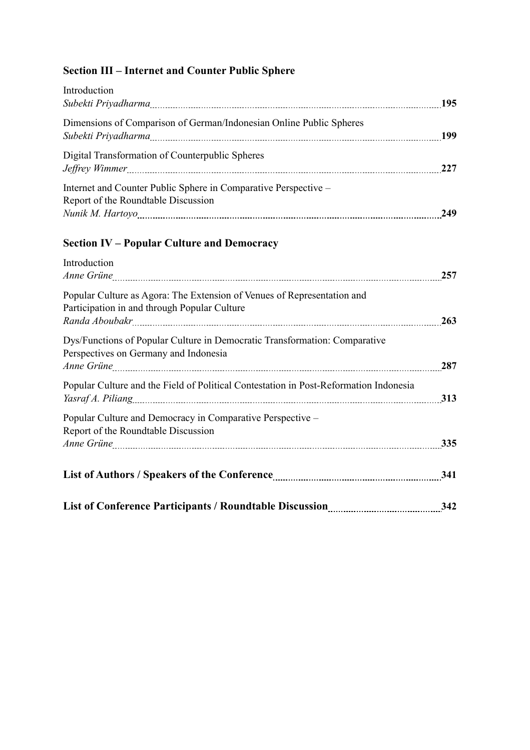## Section III – Internet and Counter Public Sphere

Introduction
*Subekti Priyadharma* 195

Dimensions of Comparison of German/Indonesian Online Public Spheres
*Subekti Priyadharma* 199

Digital Transformation of Counterpublic Spheres
*Jeffrey Wimmer* 227

Internet and Counter Public Sphere in Comparative Perspective –
Report of the Roundtable Discussion
*Nunik M. Hartoyo* 249

## Section IV – Popular Culture and Democracy

Introduction
*Anne Grüne* 257

Popular Culture as Agora: The Extension of Venues of Representation and Participation in and through Popular Culture
*Randa Aboubakr* 263

Dys/Functions of Popular Culture in Democratic Transformation: Comparative Perspectives on Germany and Indonesia
*Anne Grüne* 287

Popular Culture and the Field of Political Contestation in Post-Reformation Indonesia
*Yasraf A. Piliang* 313

Popular Culture and Democracy in Comparative Perspective –
Report of the Roundtable Discussion
*Anne Grüne* 335

**List of Authors / Speakers of the Conference** 341

**List of Conference Participants / Roundtable Discussion** 342